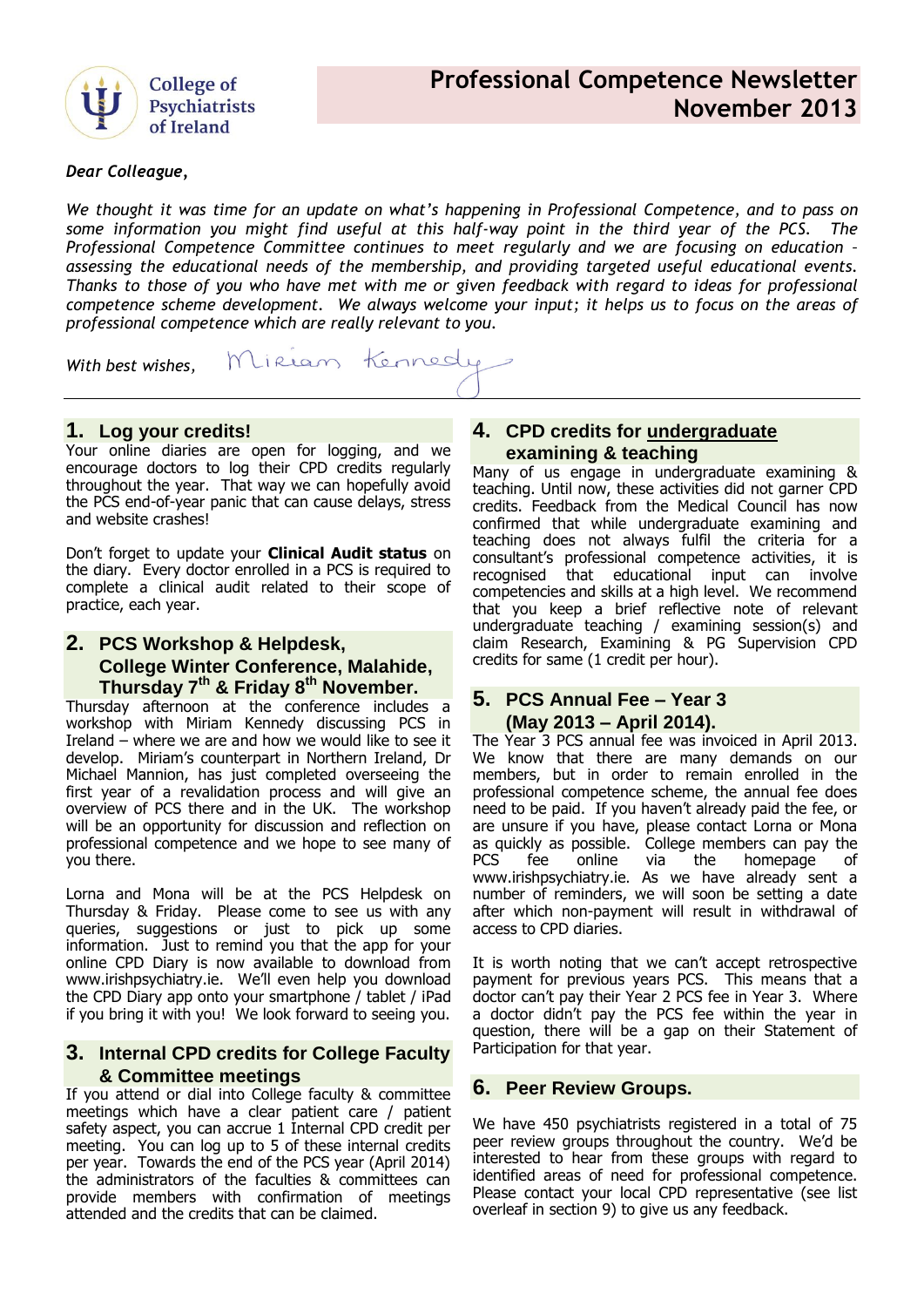College of Psychiatrists of Ireland

# Professional Competence Newsletter November 2013

*Dear Colleague,*

*We thought it was time for an update on what's happening in Professional Competence, and to pass on some information you might find useful at this half-way point in the third year of the PCS. The Professional Competence Committee continues to meet regularly and we are focusing on education – assessing the educational needs of the membership, and providing targeted useful educational events. Thanks to those of you who have met with me or given feedback with regard to ideas for professional competence scheme development. We always welcome your input; it helps us to focus on the areas of professional competence which are really relevant to you.*

*With best wishes,* Miriam Kennedy

## 1. Log your credits!

Your online diaries are open for logging, and we encourage doctors to log their CPD credits regularly throughout the year. That way we can hopefully avoid the PCS end-of-year panic that can cause delays, stress and website crashes!

Don't forget to update your **Clinical Audit status** on the diary. Every doctor enrolled in a PCS is required to complete a clinical audit related to their scope of practice, each year.

## 2. PCS Workshop & Helpdesk, College Winter Conference, Malahide, Thursday 7th & Friday 8th November.

Thursday afternoon at the conference includes a workshop with Miriam Kennedy discussing PCS in Ireland – where we are and how we would like to see it develop. Miriam's counterpart in Northern Ireland, Dr Michael Mannion, has just completed overseeing the first year of a revalidation process and will give an overview of PCS there and in the UK. The workshop will be an opportunity for discussion and reflection on professional competence and we hope to see many of you there.

Lorna and Mona will be at the PCS Helpdesk on Thursday & Friday. Please come to see us with any queries, suggestions or just to pick up some information. Just to remind you that the app for your online CPD Diary is now available to download from www.irishpsychiatry.ie. We'll even help you download the CPD Diary app onto your smartphone / tablet / iPad if you bring it with you! We look forward to seeing you.

## 3. Internal CPD credits for College Faculty & Committee meetings

If you attend or dial into College faculty & committee meetings which have a clear patient care / patient safety aspect, you can accrue 1 Internal CPD credit per meeting. You can log up to 5 of these internal credits per year. Towards the end of the PCS year (April 2014) the administrators of the faculties & committees can provide members with confirmation of meetings attended and the credits that can be claimed.

## 4. CPD credits for undergraduate examining & teaching

Many of us engage in undergraduate examining & teaching. Until now, these activities did not garner CPD credits. Feedback from the Medical Council has now confirmed that while undergraduate examining and teaching does not always fulfil the criteria for a consultant's professional competence activities, it is recognised that educational input can involve competencies and skills at a high level. We recommend that you keep a brief reflective note of relevant undergraduate teaching / examining session(s) and claim Research, Examining & PG Supervision CPD credits for same (1 credit per hour).

## 5. PCS Annual Fee – Year 3 (May 2013 – April 2014).

The Year 3 PCS annual fee was invoiced in April 2013. We know that there are many demands on our members, but in order to remain enrolled in the professional competence scheme, the annual fee does need to be paid. If you haven't already paid the fee, or are unsure if you have, please contact Lorna or Mona as quickly as possible. College members can pay the PCS fee online via the homepage of www.irishpsychiatry.ie. As we have already sent a number of reminders, we will soon be setting a date after which non-payment will result in withdrawal of access to CPD diaries.

It is worth noting that we can't accept retrospective payment for previous years PCS. This means that a doctor can't pay their Year 2 PCS fee in Year 3. Where a doctor didn't pay the PCS fee within the year in question, there will be a gap on their Statement of Participation for that year.

## 6. Peer Review Groups.

We have 450 psychiatrists registered in a total of 75 peer review groups throughout the country. We'd be interested to hear from these groups with regard to identified areas of need for professional competence. Please contact your local CPD representative (see list overleaf in section 9) to give us any feedback.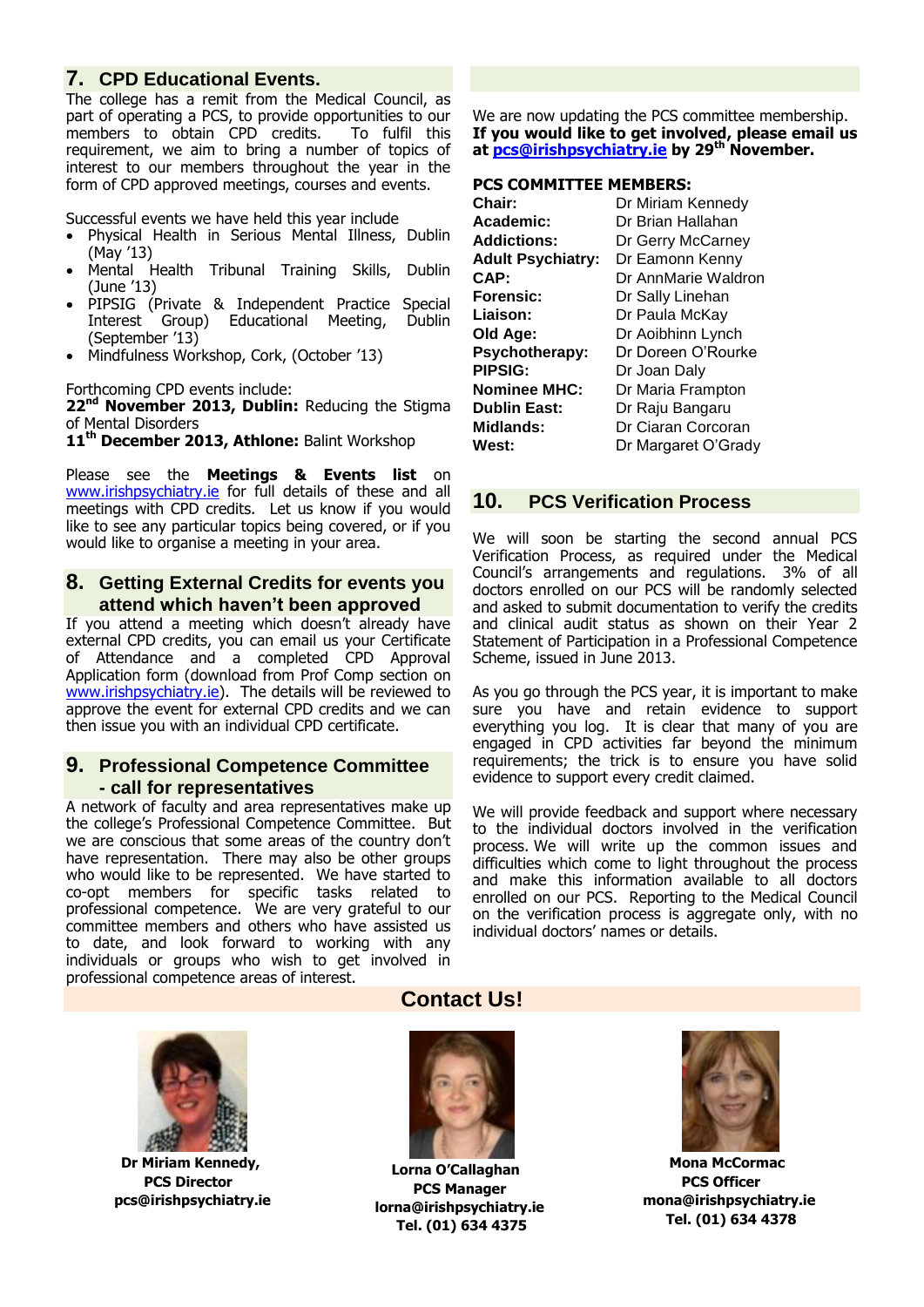## 7. CPD Educational Events.

The college has a remit from the Medical Council, as part of operating a PCS, to provide opportunities to our members to obtain CPD credits. To fulfil this requirement, we aim to bring a number of topics of interest to our members throughout the year in the form of CPD approved meetings, courses and events.

Successful events we have held this year include

- Physical Health in Serious Mental Illness, Dublin (May '13)
- Mental Health Tribunal Training Skills, Dublin (June '13)
- PIPSIG (Private & Independent Practice Special Interest Group) Educational Meeting, Dublin (September '13)
- Mindfulness Workshop, Cork, (October '13)

Forthcoming CPD events include:
**22nd November 2013, Dublin:** Reducing the Stigma of Mental Disorders
**11th December 2013, Athlone:** Balint Workshop

Please see the **Meetings & Events list** on www.irishpsychiatry.ie for full details of these and all meetings with CPD credits. Let us know if you would like to see any particular topics being covered, or if you would like to organise a meeting in your area.

## 8. Getting External Credits for events you attend which haven't been approved

If you attend a meeting which doesn't already have external CPD credits, you can email us your Certificate of Attendance and a completed CPD Approval Application form (download from Prof Comp section on www.irishpsychiatry.ie). The details will be reviewed to approve the event for external CPD credits and we can then issue you with an individual CPD certificate.

## 9. Professional Competence Committee - call for representatives

A network of faculty and area representatives make up the college's Professional Competence Committee. But we are conscious that some areas of the country don't have representation. There may also be other groups who would like to be represented. We have started to co-opt members for specific tasks related to professional competence. We are very grateful to our committee members and others who have assisted us to date, and look forward to working with any individuals or groups who wish to get involved in professional competence areas of interest.

We are now updating the PCS committee membership. **If you would like to get involved, please email us at pcs@irishpsychiatry.ie by 29th November.**

**PCS COMMITTEE MEMBERS:**

| | |
|---|---|
| **Chair:** | Dr Miriam Kennedy |
| **Academic:** | Dr Brian Hallahan |
| **Addictions:** | Dr Gerry McCarney |
| **Adult Psychiatry:** | Dr Eamonn Kenny |
| **CAP:** | Dr AnnMarie Waldron |
| **Forensic:** | Dr Sally Linehan |
| **Liaison:** | Dr Paula McKay |
| **Old Age:** | Dr Aoibhinn Lynch |
| **Psychotherapy:** | Dr Doreen O'Rourke |
| **PIPSIG:** | Dr Joan Daly |
| **Nominee MHC:** | Dr Maria Frampton |
| **Dublin East:** | Dr Raju Bangaru |
| **Midlands:** | Dr Ciaran Corcoran |
| **West:** | Dr Margaret O'Grady |

## 10. PCS Verification Process

We will soon be starting the second annual PCS Verification Process, as required under the Medical Council's arrangements and regulations. 3% of all doctors enrolled on our PCS will be randomly selected and asked to submit documentation to verify the credits and clinical audit status as shown on their Year 2 Statement of Participation in a Professional Competence Scheme, issued in June 2013.

As you go through the PCS year, it is important to make sure you have and retain evidence to support everything you log. It is clear that many of you are engaged in CPD activities far beyond the minimum requirements; the trick is to ensure you have solid evidence to support every credit claimed.

We will provide feedback and support where necessary to the individual doctors involved in the verification process. We will write up the common issues and difficulties which come to light throughout the process and make this information available to all doctors enrolled on our PCS. Reporting to the Medical Council on the verification process is aggregate only, with no individual doctors' names or details.

## Contact Us!

**Dr Miriam Kennedy,**
**PCS Director**
**pcs@irishpsychiatry.ie**

**Lorna O'Callaghan**
**PCS Manager**
**lorna@irishpsychiatry.ie**
**Tel. (01) 634 4375**

**Mona McCormac**
**PCS Officer**
**mona@irishpsychiatry.ie**
**Tel. (01) 634 4378**